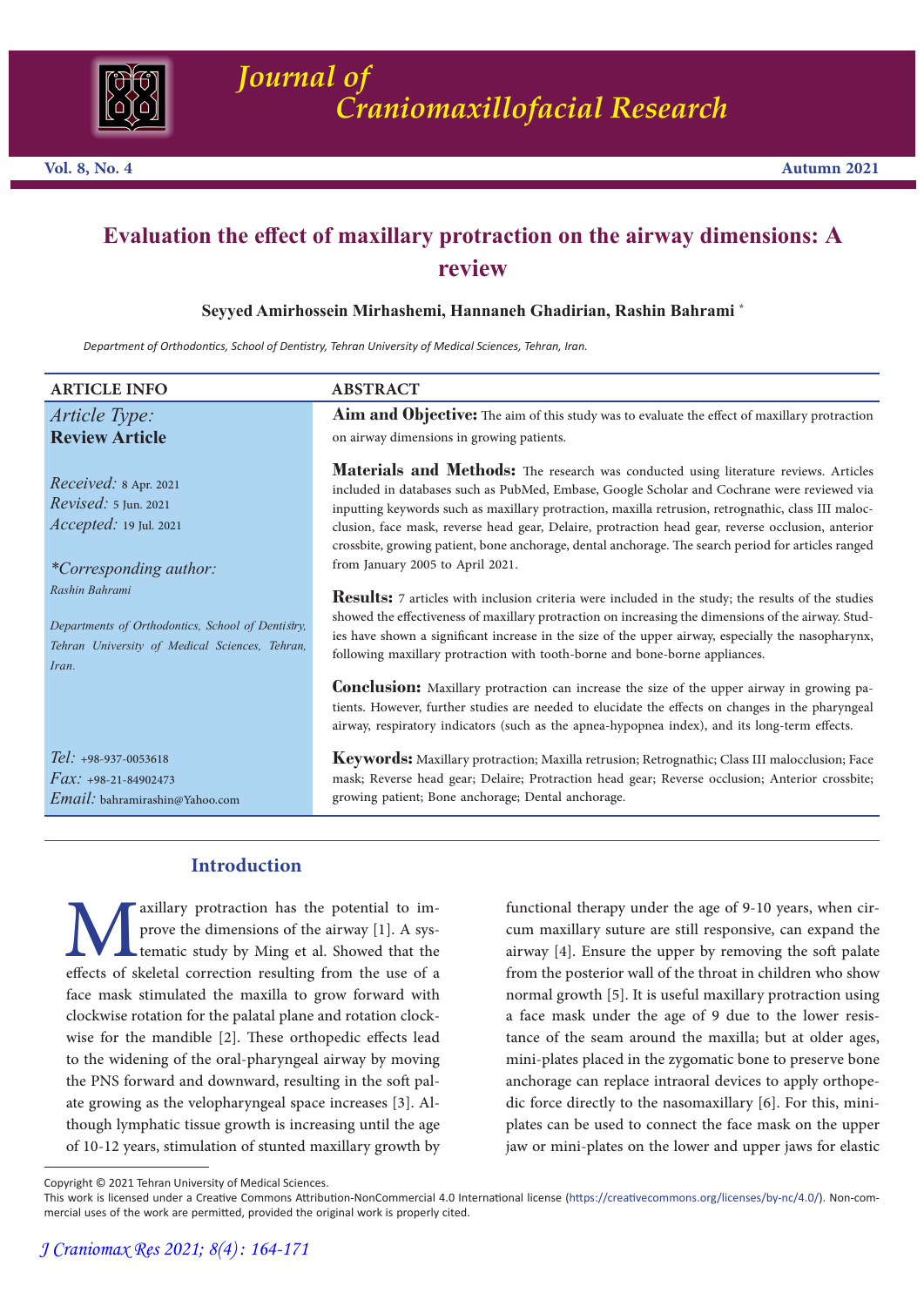# Evaluation the effect of maxillary protraction on the airway dimensions: A review

**Seyyed Amirhossein Mirhashemi, Hannaneh Ghadirian, Rashin Bahrami** *

*Department of Orthodontics, School of Dentistry, Tehran University of Medical Sciences, Tehran, Iran.*

## ARTICLE INFO

*Article Type:*
**Review Article**

*Received:* 8 Apr. 2021
*Revised:* 5 Jun. 2021
*Accepted:* 19 Jul. 2021

**Corresponding author:*
*Rashin Bahrami*

*Departments of Orthodontics, School of Dentistry, Tehran University of Medical Sciences, Tehran, Iran.*

*Tel:* +98-937-0053618
*Fax:* +98-21-84902473
*Email:* bahramirashin@Yahoo.com

## ABSTRACT

**Aim and Objective:** The aim of this study was to evaluate the effect of maxillary protraction on airway dimensions in growing patients.

**Materials and Methods:** The research was conducted using literature reviews. Articles included in databases such as PubMed, Embase, Google Scholar and Cochrane were reviewed via inputting keywords such as maxillary protraction, maxilla retrusion, retrognathic, class III malocclusion, face mask, reverse head gear, Delaire, protraction head gear, reverse occlusion, anterior crossbite, growing patient, bone anchorage, dental anchorage. The search period for articles ranged from January 2005 to April 2021.

**Results:** 7 articles with inclusion criteria were included in the study; the results of the studies showed the effectiveness of maxillary protraction on increasing the dimensions of the airway. Studies have shown a significant increase in the size of the upper airway, especially the nasopharynx, following maxillary protraction with tooth-borne and bone-borne appliances.

**Conclusion:** Maxillary protraction can increase the size of the upper airway in growing patients. However, further studies are needed to elucidate the effects on changes in the pharyngeal airway, respiratory indicators (such as the apnea-hypopnea index), and its long-term effects.

**Keywords:** Maxillary protraction; Maxilla retrusion; Retrognathic; Class III malocclusion; Face mask; Reverse head gear; Delaire; Protraction head gear; Reverse occlusion; Anterior crossbite; growing patient; Bone anchorage; Dental anchorage.

## Introduction

Maxillary protraction has the potential to improve the dimensions of the airway [1]. A systematic study by Ming et al. Showed that the effects of skeletal correction resulting from the use of a face mask stimulated the maxilla to grow forward with clockwise rotation for the palatal plane and rotation clockwise for the mandible [2]. These orthopedic effects lead to the widening of the oral-pharyngeal airway by moving the PNS forward and downward, resulting in the soft palate growing as the velopharyngeal space increases [3]. Although lymphatic tissue growth is increasing until the age of 10-12 years, stimulation of stunted maxillary growth by functional therapy under the age of 9-10 years, when circum maxillary suture are still responsive, can expand the airway [4]. Ensure the upper by removing the soft palate from the posterior wall of the throat in children who show normal growth [5]. It is useful maxillary protraction using a face mask under the age of 9 due to the lower resistance of the seam around the maxilla; but at older ages, mini-plates placed in the zygomatic bone to preserve bone anchorage can replace intraoral devices to apply orthopedic force directly to the nasomaxillary [6]. For this, mini-plates can be used to connect the face mask on the upper jaw or mini-plates on the lower and upper jaws for elastic

Copyright © 2021 Tehran University of Medical Sciences.
This work is licensed under a Creative Commons Attribution-NonCommercial 4.0 International license (https://creativecommons.org/licenses/by-nc/4.0/). Non-commercial uses of the work are permitted, provided the original work is properly cited.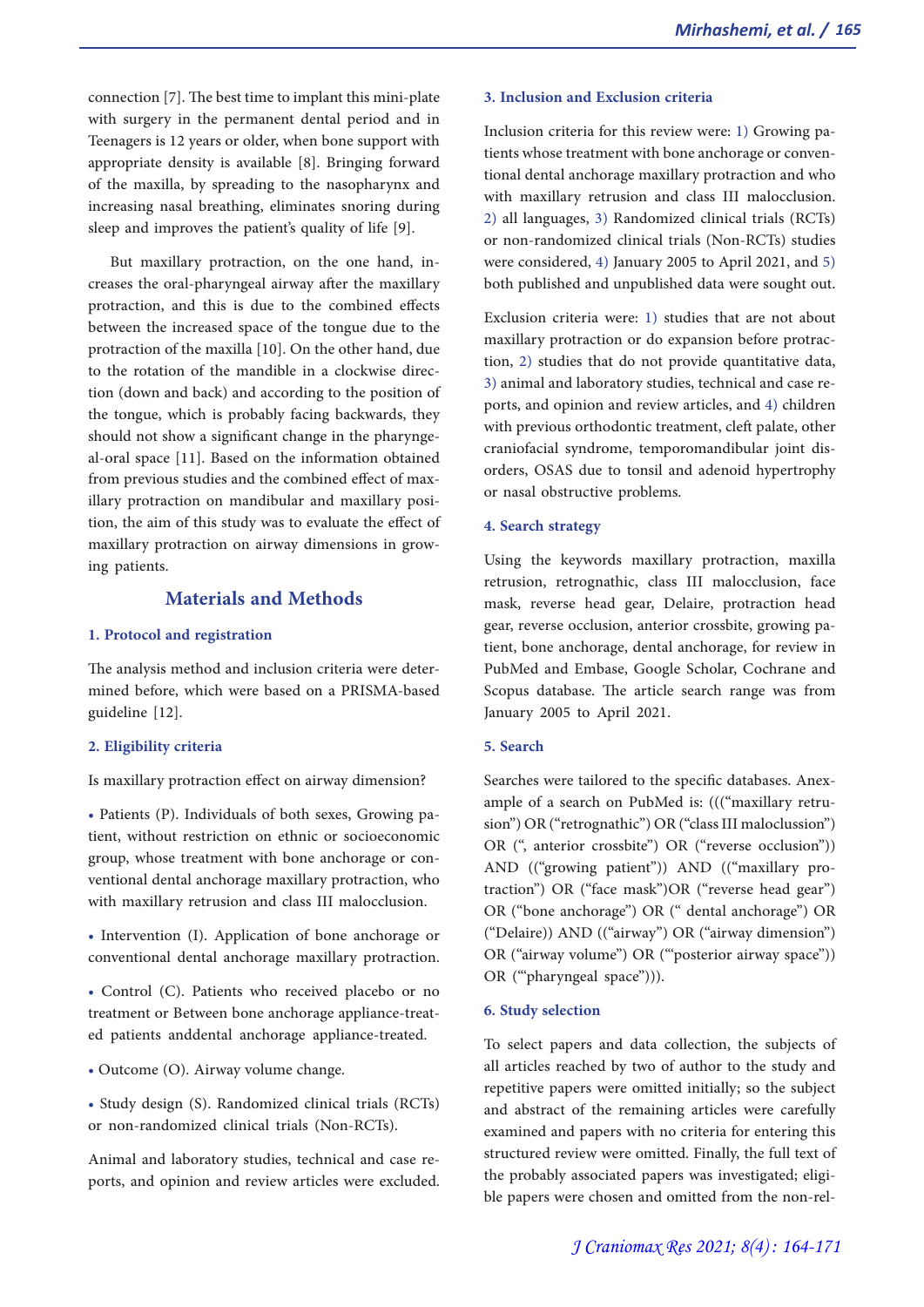connection [7]. The best time to implant this mini-plate with surgery in the permanent dental period and in Teenagers is 12 years or older, when bone support with appropriate density is available [8]. Bringing forward of the maxilla, by spreading to the nasopharynx and increasing nasal breathing, eliminates snoring during sleep and improves the patient's quality of life [9].

But maxillary protraction, on the one hand, increases the oral-pharyngeal airway after the maxillary protraction, and this is due to the combined effects between the increased space of the tongue due to the protraction of the maxilla [10]. On the other hand, due to the rotation of the mandible in a clockwise direction (down and back) and according to the position of the tongue, which is probably facing backwards, they should not show a significant change in the pharyngeal-oral space [11]. Based on the information obtained from previous studies and the combined effect of maxillary protraction on mandibular and maxillary position, the aim of this study was to evaluate the effect of maxillary protraction on airway dimensions in growing patients.

## Materials and Methods

### 1. Protocol and registration

The analysis method and inclusion criteria were determined before, which were based on a PRISMA-based guideline [12].

### 2. Eligibility criteria

Is maxillary protraction effect on airway dimension?

• Patients (P). Individuals of both sexes, Growing patient, without restriction on ethnic or socioeconomic group, whose treatment with bone anchorage or conventional dental anchorage maxillary protraction, who with maxillary retrusion and class III malocclusion.

• Intervention (I). Application of bone anchorage or conventional dental anchorage maxillary protraction.

• Control (C). Patients who received placebo or no treatment or Between bone anchorage appliance-treated patients anddental anchorage appliance-treated.

• Outcome (O). Airway volume change.

• Study design (S). Randomized clinical trials (RCTs) or non-randomized clinical trials (Non-RCTs).

Animal and laboratory studies, technical and case reports, and opinion and review articles were excluded.

### 3. Inclusion and Exclusion criteria

Inclusion criteria for this review were: 1) Growing patients whose treatment with bone anchorage or conventional dental anchorage maxillary protraction and who with maxillary retrusion and class III malocclusion. 2) all languages, 3) Randomized clinical trials (RCTs) or non-randomized clinical trials (Non-RCTs) studies were considered, 4) January 2005 to April 2021, and 5) both published and unpublished data were sought out.

Exclusion criteria were: 1) studies that are not about maxillary protraction or do expansion before protraction, 2) studies that do not provide quantitative data, 3) animal and laboratory studies, technical and case reports, and opinion and review articles, and 4) children with previous orthodontic treatment, cleft palate, other craniofacial syndrome, temporomandibular joint disorders, OSAS due to tonsil and adenoid hypertrophy or nasal obstructive problems.

### 4. Search strategy

Using the keywords maxillary protraction, maxilla retrusion, retrognathic, class III malocclusion, face mask, reverse head gear, Delaire, protraction head gear, reverse occlusion, anterior crossbite, growing patient, bone anchorage, dental anchorage, for review in PubMed and Embase, Google Scholar, Cochrane and Scopus database. The article search range was from January 2005 to April 2021.

### 5. Search

Searches were tailored to the specific databases. Anexample of a search on PubMed is: ((("maxillary retrusion") OR ("retrognathic") OR ("class III maloclussion") OR (", anterior crossbite") OR ("reverse occlusion")) AND (("growing patient")) AND (("maxillary protraction") OR ("face mask")OR ("reverse head gear") OR ("bone anchorage") OR (" dental anchorage") OR ("Delaire)) AND (("airway") OR ("airway dimension") OR ("airway volume") OR ("'posterior airway space")) OR ("'pharyngeal space"))).

### 6. Study selection

To select papers and data collection, the subjects of all articles reached by two of author to the study and repetitive papers were omitted initially; so the subject and abstract of the remaining articles were carefully examined and papers with no criteria for entering this structured review were omitted. Finally, the full text of the probably associated papers was investigated; eligible papers were chosen and omitted from the non-rel-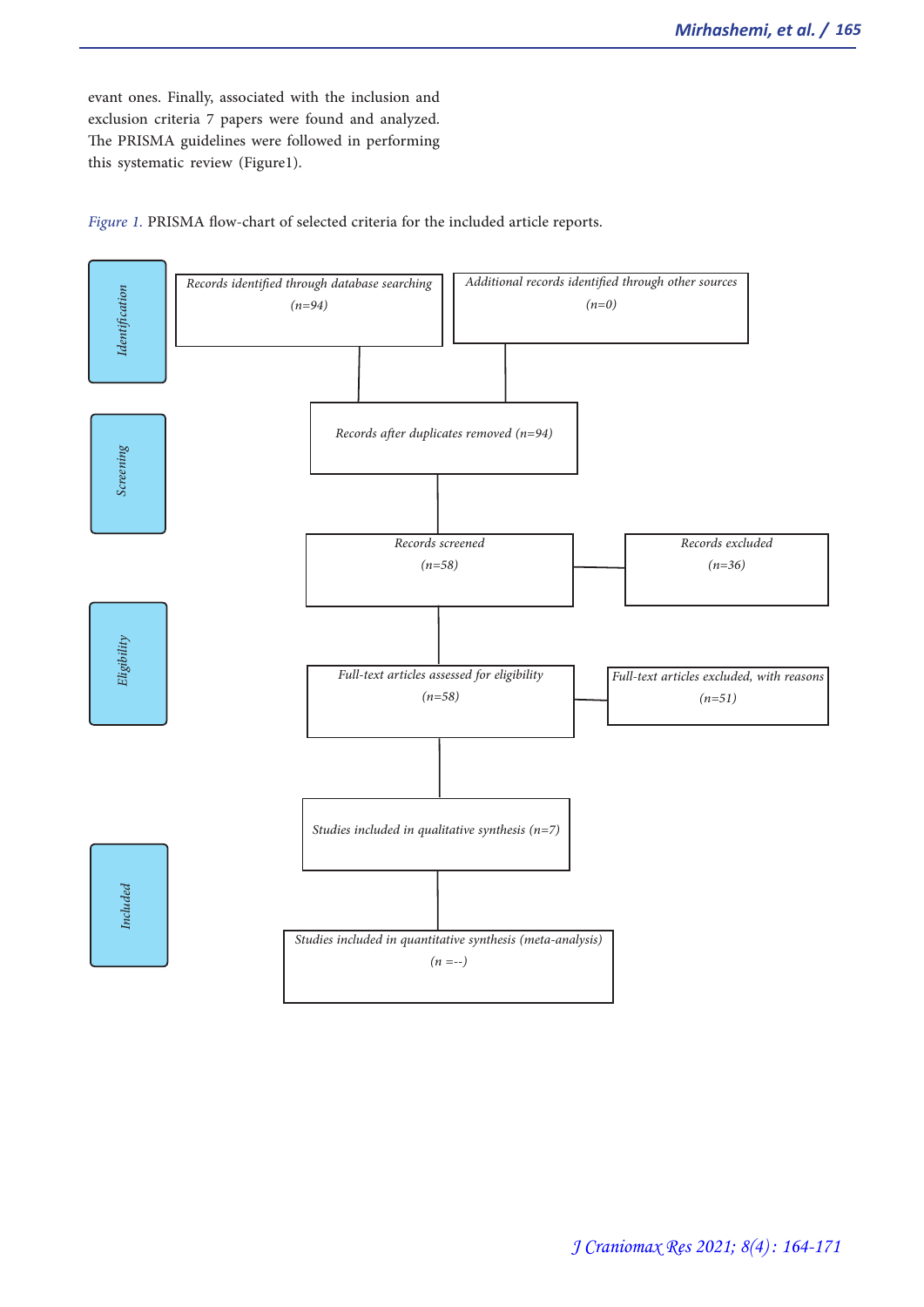evant ones. Finally, associated with the inclusion and exclusion criteria 7 papers were found and analyzed. The PRISMA guidelines were followed in performing this systematic review (Figure1).

*Figure 1.* PRISMA flow-chart of selected criteria for the included article reports.

**Identification**

- *Records identified through database searching (n=94)*
- *Additional records identified through other sources (n=0)*

**Screening**

- *Records after duplicates removed (n=94)*
- *Records screened (n=58)*
- *Records excluded (n=36)*

**Eligibility**

- *Full-text articles assessed for eligibility (n=58)*
- *Full-text articles excluded, with reasons (n=51)*

**Included**

- *Studies included in qualitative synthesis (n=7)*
- *Studies included in quantitative synthesis (meta-analysis) (n =--)*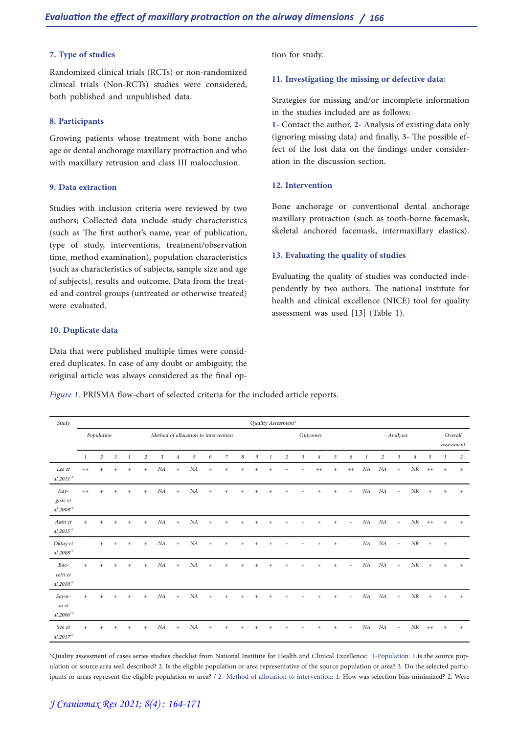### 7. Type of studies

Randomized clinical trials (RCTs) or non-randomized clinical trials (Non-RCTs) studies were considered, both published and unpublished data.

### 8. Participants

Growing patients whose treatment with bone ancho age or dental anchorage maxillary protraction and who with maxillary retrusion and class III malocclusion.

### 9. Data extraction

Studies with inclusion criteria were reviewed by two authors; Collected data include study characteristics (such as The first author's name, year of publication, type of study, interventions, treatment/observation time, method examination), population characteristics (such as characteristics of subjects, sample size and age of subjects), results and outcome. Data from the treated and control groups (untreated or otherwise treated) were evaluated.

### 10. Duplicate data

Data that were published multiple times were considered duplicates. In case of any doubt or ambiguity, the original article was always considered as the final option for study.

### 11. Investigating the missing or defective data:

Strategies for missing and/or incomplete information in the studies included are as follows:
**1-** Contact the author, **2-** Analysis of existing data only (ignoring missing data) and finally, **3-** The possible effect of the lost data on the findings under consideration in the discussion section.

### 12. Intervention

Bone anchorage or conventional dental anchorage maxillary protraction (such as tooth-borne facemask, skeletal anchored facemask, intermaxillary elastics).

### 13. Evaluating the quality of studies

Evaluating the quality of studies was conducted independently by two authors. The national institute for health and clinical excellence (NICE) tool for quality assessment was used [13] (Table 1).

*Figure 1.* PRISMA flow-chart of selected criteria for the included article reports.

| Study | Quality Assessment* | | | | | | | | | | | | | | | | | | | | | | | | | |
|---|---|---|---|---|---|---|---|---|---|---|---|---|---|---|---|---|---|---|---|---|---|---|---|---|---|---|
| | Population | | | Method of allocation to intervention | | | | | | | | | Outcomes | | | | | | Analyses | | | | | Overall assessment | |
| | 1 | 2 | 3 | 1 | 2 | 3 | 4 | 5 | 6 | 7 | 8 | 9 | 1 | 2 | 3 | 4 | 5 | 6 | 1 | 2 | 3 | 4 | 5 | 1 | 2 |
| Lee et al.2011[14] | ++ | + | + | + | + | NA | + | NA | + | + | + | + | + | + | + | ++ | + | ++ | NA | NA | + | NR | ++ | + | + |
| Kaygısız et al.2009[15] | ++ | + | + | + | + | NA | + | NA | + | + | + | + | + | + | + | + | + | - | NA | NA | + | NR | + | + | + |
| Akin et al.2015[16] | + | + | + | + | + | NA | + | NA | + | + | + | + | + | + | + | + | + | - | NA | NA | + | NR | ++ | + | + |
| Oktay et al.2008[17] | - | + | + | + | + | NA | + | NA | + | + | + | + | + | + | + | + | + | - | NA | NA | + | NR | + | + | - |
| Baccetti et al.2010[18] | + | + | + | + | + | NA | + | NA | + | + | + | + | + | + | + | + | + | - | NA | NA | + | NR | + | + | + |
| Saymsu et al.2006[19] | + | + | + | + | + | NA | + | NA | + | + | + | + | + | + | + | + | + | - | NA | NA | + | NR | + | + | + |
| Seo et al.2017[20] | + | + | + | + | + | NA | + | NA | + | + | + | + | + | + | + | + | + | - | NA | NA | + | NR | ++ | + | + |

*Quality assessment of cases series studies checklist from National Institute for Health and Clinical Excellence: 1-Population: 1.Is the source population or source area well described? 2. Is the eligible population or area representative of the source population or area? 3. Do the selected participants or areas represent the eligible population or area? / 2- Method of allocation to intervention: 1. How was selection bias minimized? 2. Were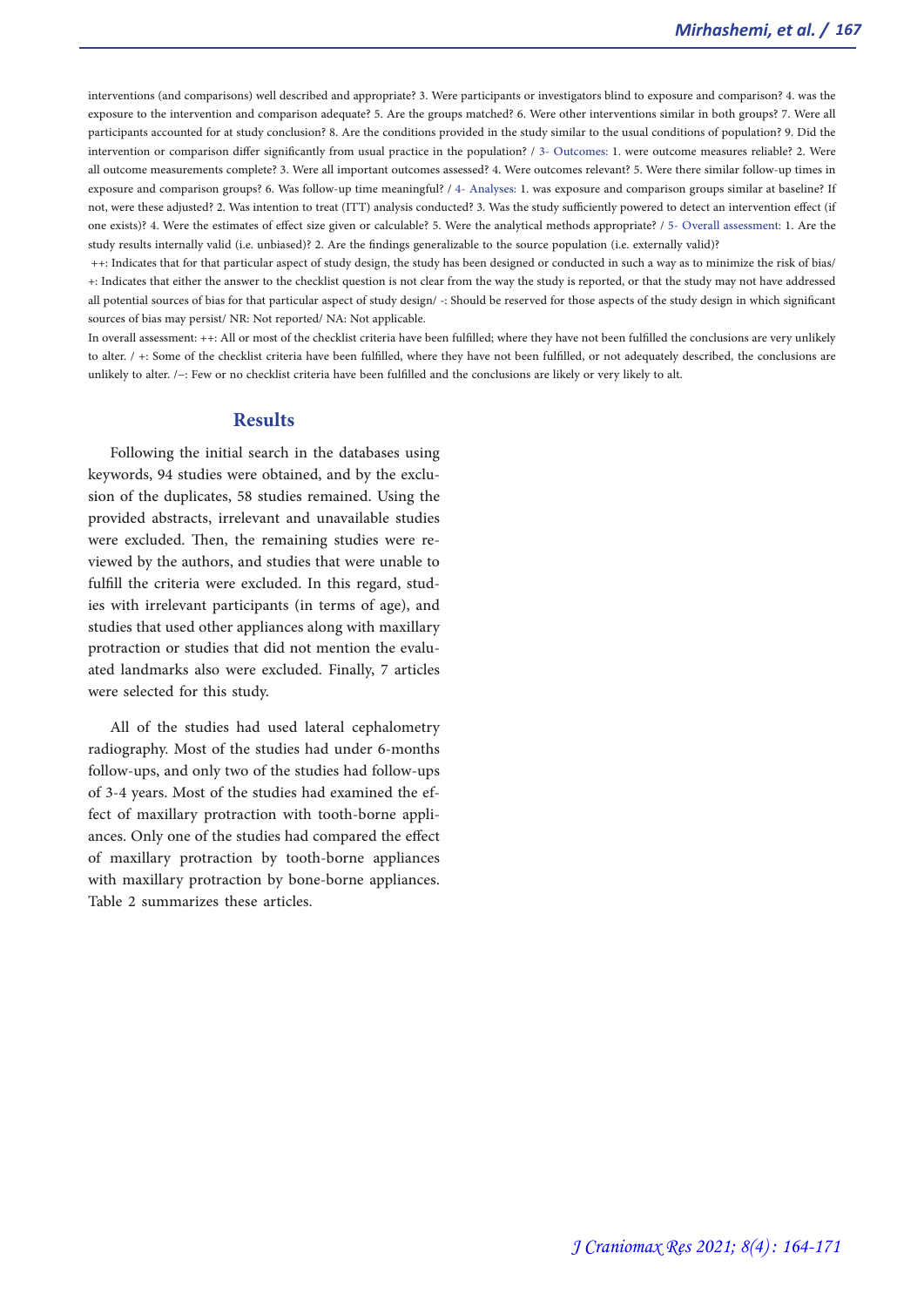interventions (and comparisons) well described and appropriate? 3. Were participants or investigators blind to exposure and comparison? 4. was the exposure to the intervention and comparison adequate? 5. Are the groups matched? 6. Were other interventions similar in both groups? 7. Were all participants accounted for at study conclusion? 8. Are the conditions provided in the study similar to the usual conditions of population? 9. Did the intervention or comparison differ significantly from usual practice in the population? / 3- Outcomes: 1. were outcome measures reliable? 2. Were all outcome measurements complete? 3. Were all important outcomes assessed? 4. Were outcomes relevant? 5. Were there similar follow-up times in exposure and comparison groups? 6. Was follow-up time meaningful? / 4- Analyses: 1. was exposure and comparison groups similar at baseline? If not, were these adjusted? 2. Was intention to treat (ITT) analysis conducted? 3. Was the study sufficiently powered to detect an intervention effect (if one exists)? 4. Were the estimates of effect size given or calculable? 5. Were the analytical methods appropriate? / 5- Overall assessment: 1. Are the study results internally valid (i.e. unbiased)? 2. Are the findings generalizable to the source population (i.e. externally valid)?

++: Indicates that for that particular aspect of study design, the study has been designed or conducted in such a way as to minimize the risk of bias/ +: Indicates that either the answer to the checklist question is not clear from the way the study is reported, or that the study may not have addressed all potential sources of bias for that particular aspect of study design/ -: Should be reserved for those aspects of the study design in which significant sources of bias may persist/ NR: Not reported/ NA: Not applicable.

In overall assessment: ++: All or most of the checklist criteria have been fulfilled; where they have not been fulfilled the conclusions are very unlikely to alter. / +: Some of the checklist criteria have been fulfilled, where they have not been fulfilled, or not adequately described, the conclusions are unlikely to alter. /–: Few or no checklist criteria have been fulfilled and the conclusions are likely or very likely to alt.

## Results

Following the initial search in the databases using keywords, 94 studies were obtained, and by the exclusion of the duplicates, 58 studies remained. Using the provided abstracts, irrelevant and unavailable studies were excluded. Then, the remaining studies were reviewed by the authors, and studies that were unable to fulfill the criteria were excluded. In this regard, studies with irrelevant participants (in terms of age), and studies that used other appliances along with maxillary protraction or studies that did not mention the evaluated landmarks also were excluded. Finally, 7 articles were selected for this study.

All of the studies had used lateral cephalometry radiography. Most of the studies had under 6-months follow-ups, and only two of the studies had follow-ups of 3-4 years. Most of the studies had examined the effect of maxillary protraction with tooth-borne appliances. Only one of the studies had compared the effect of maxillary protraction by tooth-borne appliances with maxillary protraction by bone-borne appliances. Table 2 summarizes these articles.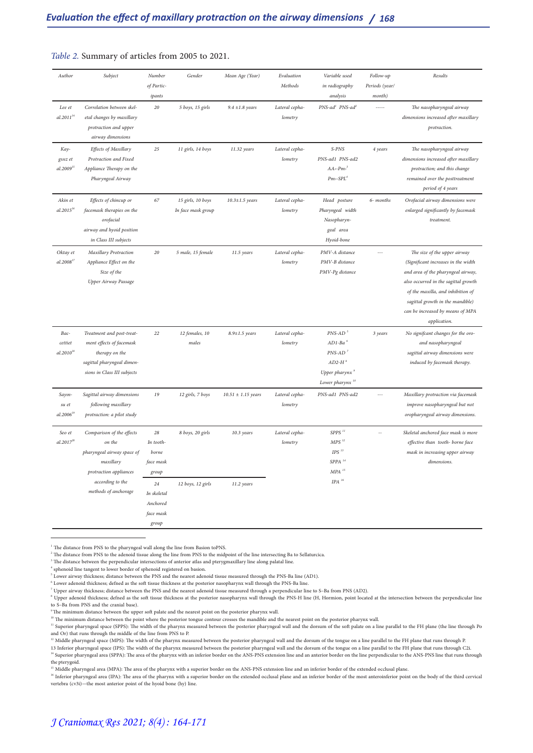*Table 2.* Summary of articles from 2005 to 2021.

| Author | Subject | Number of Participants | Gender | Mean Age (Year) | Evaluation Methods | Variable used in radiography analysis | Follow-up Periods (year/month) | Results |
|---|---|---|---|---|---|---|---|---|
| Lee et al.2011[14] | Correlation between skeletal changes by maxillary protraction and upper airway dimensions | 20 | 5 boys, 15 girls | 9.4 ±1.8 years | Lateral cephalometry | PNS-ad[1] PNS-ad[2] | ----- | The nasopharyngeal airway dimensions increased after maxillary protraction. |
| Kaygısız et al.2009[15] | Effects of Maxillary Protraction and Fixed Appliance Therapy on the Pharyngeal Airway | 25 | 11 girls, 14 boys | 11.32 years | Lateral cephalometry | S-PNS PNS-ad1 PNS-ad2 AA₅-Pm₅[3] Pm₅-SPL[4] | 4 years | The nasopharyngeal airway dimensions increased after maxillary protraction; and this change remained over the posttreatment period of 4 years |
| Akin et al.2015[16] | Effects of chincup or facemask therapies on the orofacial airway and hyoid position in Class III subjects | 67 | 15 girls, 10 boys In face mask group | 10.3±1.5 years | Lateral cephalometry | Head posture Pharyngeal width Nasopharyngeal area Hyoid-bone | 6- months | Orofacial airway dimensions were enlarged significantly by facemask treatment. |
| Oktay et al.2008[17] | Maxillary Protraction Appliance Effect on the Size of the Upper Airway Passage | 20 | 5 male, 15 female | 11.5 years | Lateral cephalometry | PMV-A distance PMV-B distance PMV-Pg distance | --- | The size of the upper airway (Significant increases in the width and area of the pharyngeal airway, also occurred in the sagittal growth of the maxilla, and inhibition of sagittal growth in the mandible) can be increased by means of MPA application. |
| Baccettiet al.2010[18] | Treatment and post-treatment effects of facemask therapy on the sagittal pharyngeal dimensions in Class III subjects | 22 | 12 females, 10 males | 8.9±1.5 years | Lateral cephalometry | PNS-AD[5] AD1-Ba[6] PNS-AD[7] AD2-H[8] Upper pharynx[9] Lower pharynx[10] | 3 years | No signifcant changes for the oro- and nasopharyngeal sagittal airway dimensions were induced by facemask therapy. |
| Sayınsu et al.2006[19] | Sagittal airway dimensions following maxillary protraction: a pilot study | 19 | 12 girls, 7 boys | 10.51 ± 1.15 years | Lateral cephalometry | PNS-ad1 PNS-ad2 | --- | Maxillary protraction via facemask improve nasopharyngeal but not oropharyngeal airway dimensions. |
| Seo et al.2017[20] | Comparison of the effects on the pharyngeal airway space of maxillary protraction appliances according to the methods of anchorage | 28 In tooth-borne face mask group | 8 boys, 20 girls | 10.3 years | Lateral cephalometry | SPPS[11] MPS[12] IPS[13] SPPA[14] MPA[15] IPA[16] | -- | Skeletal anchored face mask is more effective than tooth- borne face mask in increasing upper airway dimensions. |
| | | 24 In skeletal Anchored face mask group | 12 boys, 12 girls | 11.2 years | | | | |

[1] The distance from PNS to the pharyngeal wall along the line from Basion toPNS.

[2] The distance from PNS to the adenoid tissue along the line from PNS to the midpoint of the line intersecting Ba to Sellaturcica.

[3] The distance between the perpendicular intersections of anterior atlas and pterygmaxillary line along palatal line.

[4] sphenoid line tangent to lower border of sphenoid registered on basion.

[5] Lower airway thickness; distance between the PNS and the nearest adenoid tissue measured through the PNS-Ba line (AD1).

[6] Lower adenoid thickness; defned as the soft tissue thickness at the posterior nasopharynx wall through the PNS-Ba line.

[7] Upper airway thickness; distance between the PNS and the nearest adenoid tissue measured through a perpendicular line to S–Ba from PNS (AD2).

[8] Upper adenoid thickness; defned as the soft tissue thickness at the posterior nasopharynx wall through the PNS-H line (H, Hormion, point located at the intersection between the perpendicular line to S–Ba from PNS and the cranial base).

[9] The minimum distance between the upper soft palate and the nearest point on the posterior pharynx wall.

[10] The minimum distance between the point where the posterior tongue contour crosses the mandible and the nearest point on the posterior pharynx wall.

[11] Superior pharyngeal space (SPPS): The width of the pharynx measured between the posterior pharyngeal wall and the dorsum of the soft palate on a line parallel to the FH plane (the line through Po and Or) that runs through the middle of the line from PNS to P.

[12] Middle pharyngeal space (MPS): The width of the pharynx measured between the posterior pharyngeal wall and the dorsum of the tongue on a line parallel to the FH plane that runs through P.

13 Inferior pharyngeal space (IPS): The width of the pharynx measured between the posterior pharyngeal wall and the dorsum of the tongue on a line parallel to the FH plane that runs through C2i.

[14] Superior pharyngeal area (SPPA): The area of the pharynx with an inferior border on the ANS-PNS extension line and an anterior border on the line perpendicular to the ANS-PNS line that runs through the pterygoid.

[15] Middle pharyngeal area (MPA): The area of the pharynx with a superior border on the ANS-PNS extension line and an inferior border of the extended occlusal plane.

[16] Inferior pharyngeal area (IPA): The area of the pharynx with a superior border on the extended occlusal plane and an inferior border of the most anteroinferior point on the body of the third cervical vertebra (cv3i)—the most anterior point of the hyoid bone (hy) line.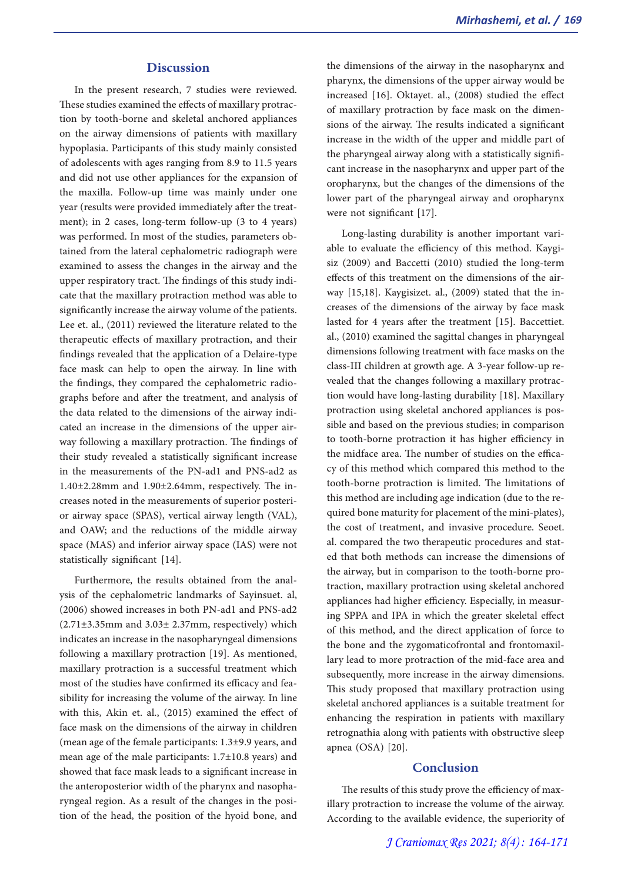## Discussion

In the present research, 7 studies were reviewed. These studies examined the effects of maxillary protraction by tooth-borne and skeletal anchored appliances on the airway dimensions of patients with maxillary hypoplasia. Participants of this study mainly consisted of adolescents with ages ranging from 8.9 to 11.5 years and did not use other appliances for the expansion of the maxilla. Follow-up time was mainly under one year (results were provided immediately after the treatment); in 2 cases, long-term follow-up (3 to 4 years) was performed. In most of the studies, parameters obtained from the lateral cephalometric radiograph were examined to assess the changes in the airway and the upper respiratory tract. The findings of this study indicate that the maxillary protraction method was able to significantly increase the airway volume of the patients. Lee et. al., (2011) reviewed the literature related to the therapeutic effects of maxillary protraction, and their findings revealed that the application of a Delaire-type face mask can help to open the airway. In line with the findings, they compared the cephalometric radiographs before and after the treatment, and analysis of the data related to the dimensions of the airway indicated an increase in the dimensions of the upper airway following a maxillary protraction. The findings of their study revealed a statistically significant increase in the measurements of the PN-ad1 and PNS-ad2 as 1.40±2.28mm and 1.90±2.64mm, respectively. The increases noted in the measurements of superior posterior airway space (SPAS), vertical airway length (VAL), and OAW; and the reductions of the middle airway space (MAS) and inferior airway space (IAS) were not statistically significant [14].

Furthermore, the results obtained from the analysis of the cephalometric landmarks of Sayinsuet. al, (2006) showed increases in both PN-ad1 and PNS-ad2 (2.71±3.35mm and 3.03± 2.37mm, respectively) which indicates an increase in the nasopharyngeal dimensions following a maxillary protraction [19]. As mentioned, maxillary protraction is a successful treatment which most of the studies have confirmed its efficacy and feasibility for increasing the volume of the airway. In line with this, Akin et. al., (2015) examined the effect of face mask on the dimensions of the airway in children (mean age of the female participants: 1.3±9.9 years, and mean age of the male participants: 1.7±10.8 years) and showed that face mask leads to a significant increase in the anteroposterior width of the pharynx and nasopharyngeal region. As a result of the changes in the position of the head, the position of the hyoid bone, and the dimensions of the airway in the nasopharynx and pharynx, the dimensions of the upper airway would be increased [16]. Oktayet. al., (2008) studied the effect of maxillary protraction by face mask on the dimensions of the airway. The results indicated a significant increase in the width of the upper and middle part of the pharyngeal airway along with a statistically significant increase in the nasopharynx and upper part of the oropharynx, but the changes of the dimensions of the lower part of the pharyngeal airway and oropharynx were not significant [17].

Long-lasting durability is another important variable to evaluate the efficiency of this method. Kaygisiz (2009) and Baccetti (2010) studied the long-term effects of this treatment on the dimensions of the airway [15,18]. Kaygisizet. al., (2009) stated that the increases of the dimensions of the airway by face mask lasted for 4 years after the treatment [15]. Baccettiet. al., (2010) examined the sagittal changes in pharyngeal dimensions following treatment with face masks on the class-III children at growth age. A 3-year follow-up revealed that the changes following a maxillary protraction would have long-lasting durability [18]. Maxillary protraction using skeletal anchored appliances is possible and based on the previous studies; in comparison to tooth-borne protraction it has higher efficiency in the midface area. The number of studies on the efficacy of this method which compared this method to the tooth-borne protraction is limited. The limitations of this method are including age indication (due to the required bone maturity for placement of the mini-plates), the cost of treatment, and invasive procedure. Seoet. al. compared the two therapeutic procedures and stated that both methods can increase the dimensions of the airway, but in comparison to the tooth-borne protraction, maxillary protraction using skeletal anchored appliances had higher efficiency. Especially, in measuring SPPA and IPA in which the greater skeletal effect of this method, and the direct application of force to the bone and the zygomaticofrontal and frontomaxillary lead to more protraction of the mid-face area and subsequently, more increase in the airway dimensions. This study proposed that maxillary protraction using skeletal anchored appliances is a suitable treatment for enhancing the respiration in patients with maxillary retrognathia along with patients with obstructive sleep apnea (OSA) [20].

## Conclusion

The results of this study prove the efficiency of maxillary protraction to increase the volume of the airway. According to the available evidence, the superiority of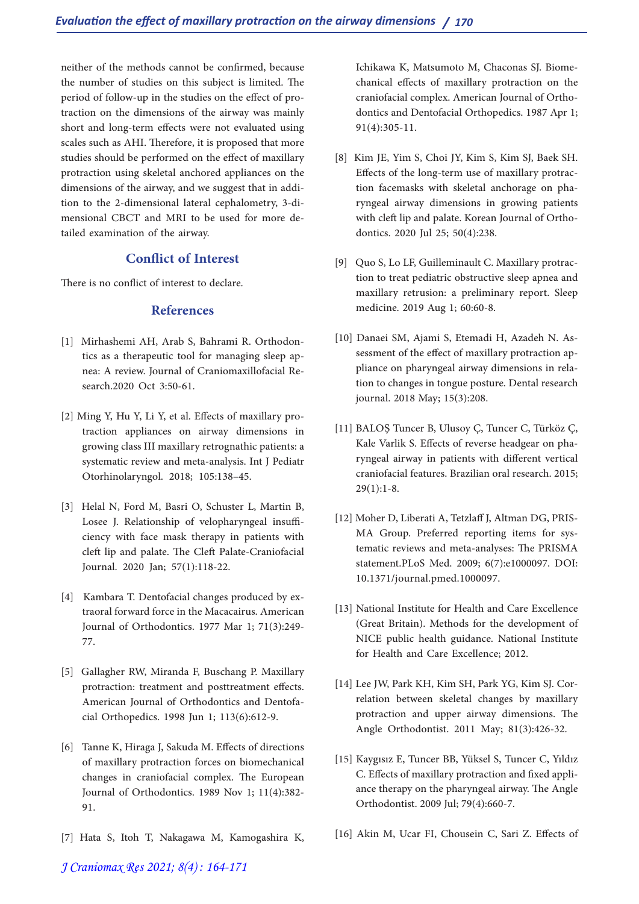neither of the methods cannot be confirmed, because the number of studies on this subject is limited. The period of follow-up in the studies on the effect of protraction on the dimensions of the airway was mainly short and long-term effects were not evaluated using scales such as AHI. Therefore, it is proposed that more studies should be performed on the effect of maxillary protraction using skeletal anchored appliances on the dimensions of the airway, and we suggest that in addition to the 2-dimensional lateral cephalometry, 3-dimensional CBCT and MRI to be used for more detailed examination of the airway.

## Conflict of Interest

There is no conflict of interest to declare.

## References

[1] Mirhashemi AH, Arab S, Bahrami R. Orthodontics as a therapeutic tool for managing sleep apnea: A review. Journal of Craniomaxillofacial Research.2020 Oct 3:50-61.

[2] Ming Y, Hu Y, Li Y, et al. Effects of maxillary protraction appliances on airway dimensions in growing class III maxillary retrognathic patients: a systematic review and meta-analysis. Int J Pediatr Otorhinolaryngol. 2018; 105:138–45.

[3] Helal N, Ford M, Basri O, Schuster L, Martin B, Losee J. Relationship of velopharyngeal insufficiency with face mask therapy in patients with cleft lip and palate. The Cleft Palate-Craniofacial Journal. 2020 Jan; 57(1):118-22.

[4] Kambara T. Dentofacial changes produced by extraoral forward force in the Macacairus. American Journal of Orthodontics. 1977 Mar 1; 71(3):249-77.

[5] Gallagher RW, Miranda F, Buschang P. Maxillary protraction: treatment and posttreatment effects. American Journal of Orthodontics and Dentofacial Orthopedics. 1998 Jun 1; 113(6):612-9.

[6] Tanne K, Hiraga J, Sakuda M. Effects of directions of maxillary protraction forces on biomechanical changes in craniofacial complex. The European Journal of Orthodontics. 1989 Nov 1; 11(4):382-91.

[7] Hata S, Itoh T, Nakagawa M, Kamogashira K, Ichikawa K, Matsumoto M, Chaconas SJ. Biomechanical effects of maxillary protraction on the craniofacial complex. American Journal of Orthodontics and Dentofacial Orthopedics. 1987 Apr 1; 91(4):305-11.

[8] Kim JE, Yim S, Choi JY, Kim S, Kim SJ, Baek SH. Effects of the long-term use of maxillary protraction facemasks with skeletal anchorage on pharyngeal airway dimensions in growing patients with cleft lip and palate. Korean Journal of Orthodontics. 2020 Jul 25; 50(4):238.

[9] Quo S, Lo LF, Guilleminault C. Maxillary protraction to treat pediatric obstructive sleep apnea and maxillary retrusion: a preliminary report. Sleep medicine. 2019 Aug 1; 60:60-8.

[10] Danaei SM, Ajami S, Etemadi H, Azadeh N. Assessment of the effect of maxillary protraction appliance on pharyngeal airway dimensions in relation to changes in tongue posture. Dental research journal. 2018 May; 15(3):208.

[11] BALOŞ Tuncer B, Ulusoy Ç, Tuncer C, Türköz Ç, Kale Varlik S. Effects of reverse headgear on pharyngeal airway in patients with different vertical craniofacial features. Brazilian oral research. 2015; 29(1):1-8.

[12] Moher D, Liberati A, Tetzlaff J, Altman DG, PRISMA Group. Preferred reporting items for systematic reviews and meta-analyses: The PRISMA statement.PLoS Med. 2009; 6(7):e1000097. DOI: 10.1371/journal.pmed.1000097.

[13] National Institute for Health and Care Excellence (Great Britain). Methods for the development of NICE public health guidance. National Institute for Health and Care Excellence; 2012.

[14] Lee JW, Park KH, Kim SH, Park YG, Kim SJ. Correlation between skeletal changes by maxillary protraction and upper airway dimensions. The Angle Orthodontist. 2011 May; 81(3):426-32.

[15] Kaygısız E, Tuncer BB, Yüksel S, Tuncer C, Yıldız C. Effects of maxillary protraction and fixed appliance therapy on the pharyngeal airway. The Angle Orthodontist. 2009 Jul; 79(4):660-7.

[16] Akin M, Ucar FI, Chousein C, Sari Z. Effects of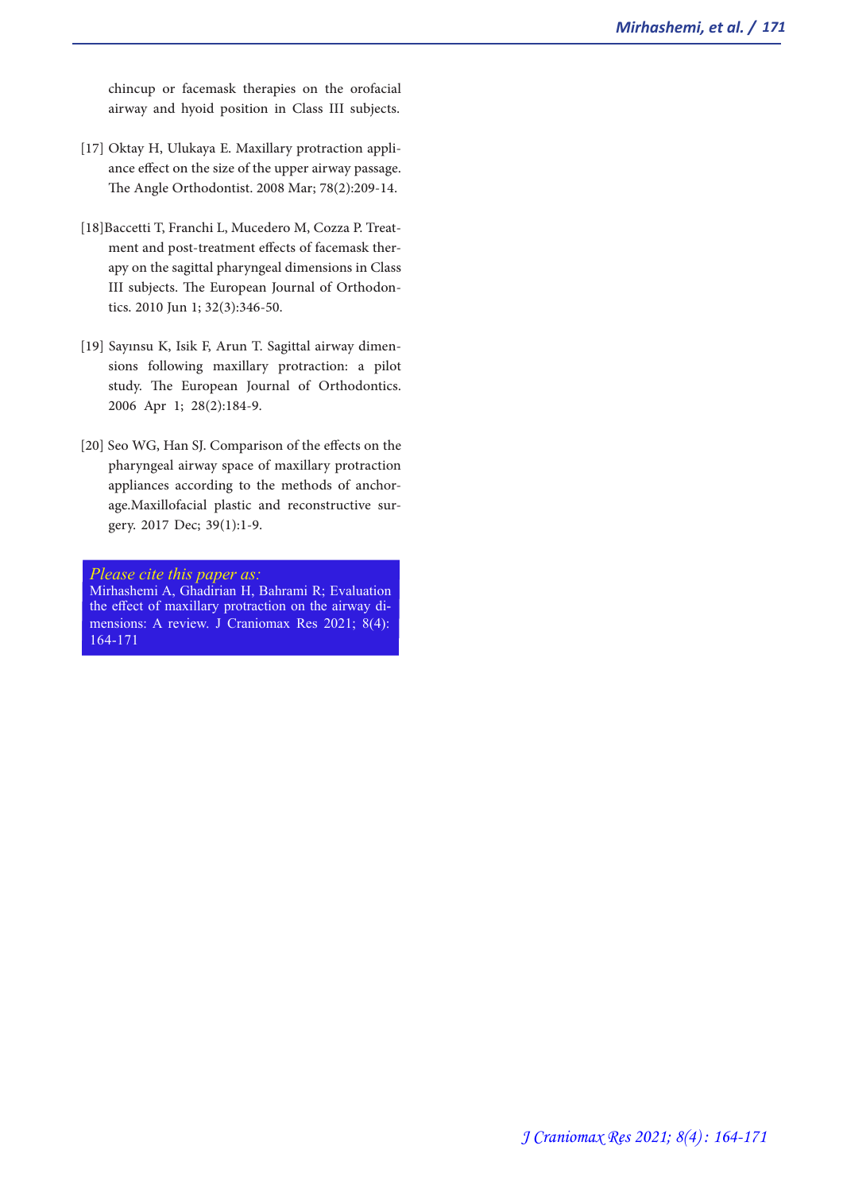chincup or facemask therapies on the orofacial airway and hyoid position in Class III subjects.

[17] Oktay H, Ulukaya E. Maxillary protraction appliance effect on the size of the upper airway passage. The Angle Orthodontist. 2008 Mar; 78(2):209-14.

[18]Baccetti T, Franchi L, Mucedero M, Cozza P. Treatment and post-treatment effects of facemask therapy on the sagittal pharyngeal dimensions in Class III subjects. The European Journal of Orthodontics. 2010 Jun 1; 32(3):346-50.

[19] Sayınsu K, Isik F, Arun T. Sagittal airway dimensions following maxillary protraction: a pilot study. The European Journal of Orthodontics. 2006 Apr 1; 28(2):184-9.

[20] Seo WG, Han SJ. Comparison of the effects on the pharyngeal airway space of maxillary protraction appliances according to the methods of anchorage.Maxillofacial plastic and reconstructive surgery. 2017 Dec; 39(1):1-9.

*Please cite this paper as:*
Mirhashemi A, Ghadirian H, Bahrami R; Evaluation the effect of maxillary protraction on the airway dimensions: A review. J Craniomax Res 2021; 8(4): 164-171